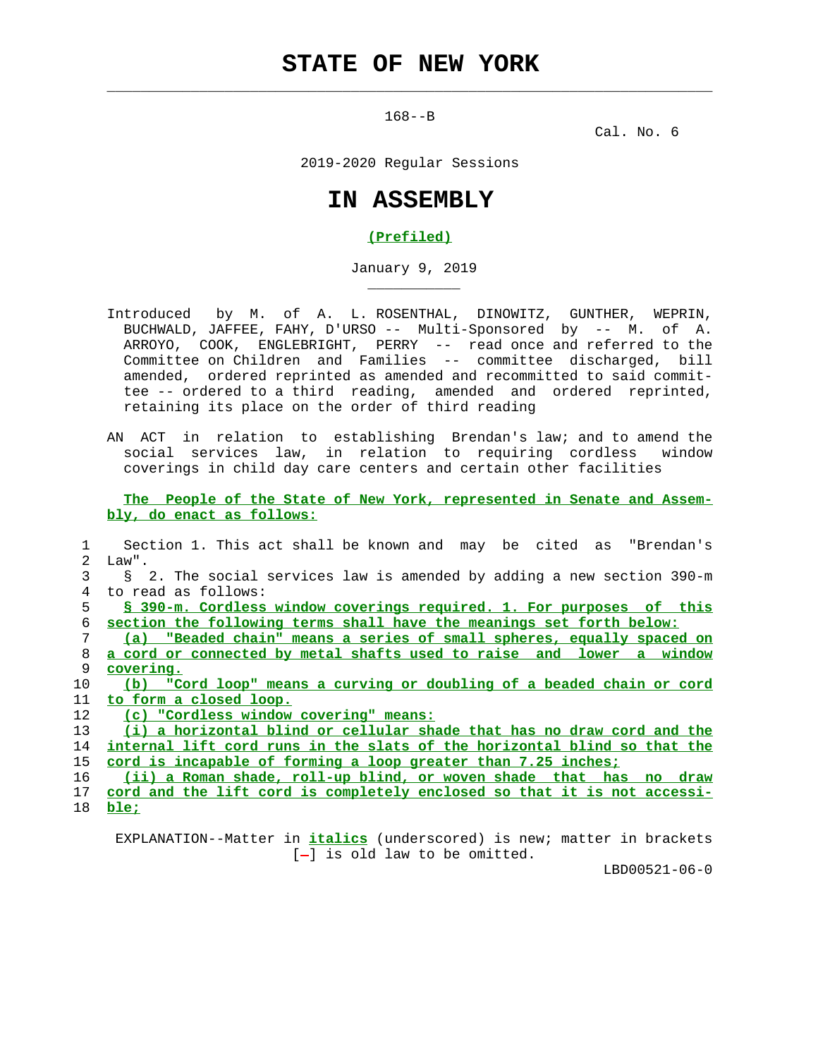# STATE OF NEW YORK

168--B

Cal. No. 6

2019-2020 Regular Sessions

# IN ASSEMBLY

**(Prefiled)**

January 9, 2019

Introduced by M. of A. L. ROSENTHAL, DINOWITZ, GUNTHER, WEPRIN, BUCHWALD, JAFFEE, FAHY, D'URSO -- Multi-Sponsored by -- M. of A. ARROYO, COOK, ENGLEBRIGHT, PERRY -- read once and referred to the Committee on Children and Families -- committee discharged, bill amended, ordered reprinted as amended and recommitted to said committee -- ordered to a third reading, amended and ordered reprinted, retaining its place on the order of third reading

AN ACT in relation to establishing Brendan's law; and to amend the social services law, in relation to requiring cordless window coverings in child day care centers and certain other facilities

**The People of the State of New York, represented in Senate and Assembly, do enact as follows:**

1 Section 1. This act shall be known and may be cited as "Brendan's
2 Law".
3 § 2. The social services law is amended by adding a new section 390-m
4 to read as follows:
5 **§ 390-m. Cordless window coverings required. 1. For purposes of this**
6 **section the following terms shall have the meanings set forth below:**
7 **(a) "Beaded chain" means a series of small spheres, equally spaced on**
8 **a cord or connected by metal shafts used to raise and lower a window**
9 **covering.**
10 **(b) "Cord loop" means a curving or doubling of a beaded chain or cord**
11 **to form a closed loop.**
12 **(c) "Cordless window covering" means:**
13 **(i) a horizontal blind or cellular shade that has no draw cord and the**
14 **internal lift cord runs in the slats of the horizontal blind so that the**
15 **cord is incapable of forming a loop greater than 7.25 inches;**
16 **(ii) a Roman shade, roll-up blind, or woven shade that has no draw**
17 **cord and the lift cord is completely enclosed so that it is not accessi-**
18 **ble;**

EXPLANATION--Matter in ***italics*** (underscored) is new; matter in brackets [-] is old law to be omitted.

LBD00521-06-0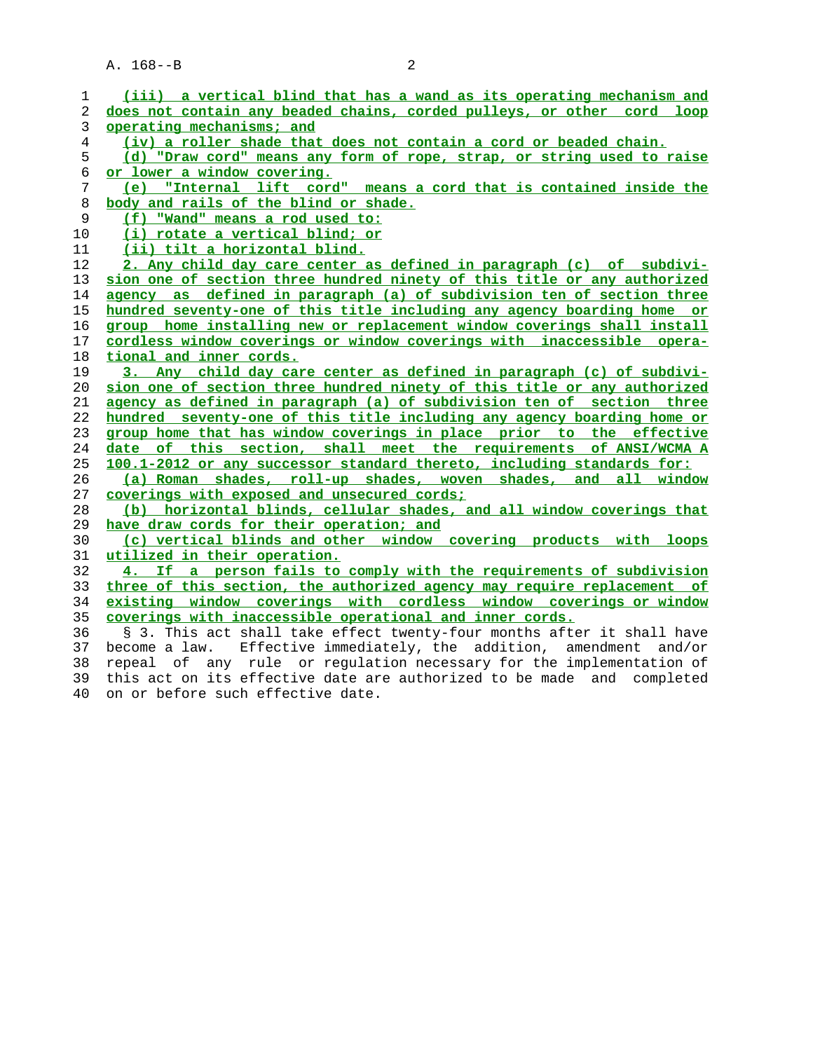(iii) a vertical blind that has a wand as its operating mechanism and does not contain any beaded chains, corded pulleys, or other cord loop operating mechanisms; and

(iv) a roller shade that does not contain a cord or beaded chain.

(d) "Draw cord" means any form of rope, strap, or string used to raise or lower a window covering.

(e) "Internal lift cord" means a cord that is contained inside the body and rails of the blind or shade.

(f) "Wand" means a rod used to:

(i) rotate a vertical blind; or

(ii) tilt a horizontal blind.

2. Any child day care center as defined in paragraph (c) of subdivision one of section three hundred ninety of this title or any authorized agency as defined in paragraph (a) of subdivision ten of section three hundred seventy-one of this title including any agency boarding home or group home installing new or replacement window coverings shall install cordless window coverings or window coverings with inaccessible operational and inner cords.

3. Any child day care center as defined in paragraph (c) of subdivision one of section three hundred ninety of this title or any authorized agency as defined in paragraph (a) of subdivision ten of section three hundred seventy-one of this title including any agency boarding home or group home that has window coverings in place prior to the effective date of this section, shall meet the requirements of ANSI/WCMA A 100.1-2012 or any successor standard thereto, including standards for:

(a) Roman shades, roll-up shades, woven shades, and all window coverings with exposed and unsecured cords;

(b) horizontal blinds, cellular shades, and all window coverings that have draw cords for their operation; and

(c) vertical blinds and other window covering products with loops utilized in their operation.

4. If a person fails to comply with the requirements of subdivision three of this section, the authorized agency may require replacement of existing window coverings with cordless window coverings or window coverings with inaccessible operational and inner cords.

§ 3. This act shall take effect twenty-four months after it shall have become a law. Effective immediately, the addition, amendment and/or repeal of any rule or regulation necessary for the implementation of this act on its effective date are authorized to be made and completed on or before such effective date.